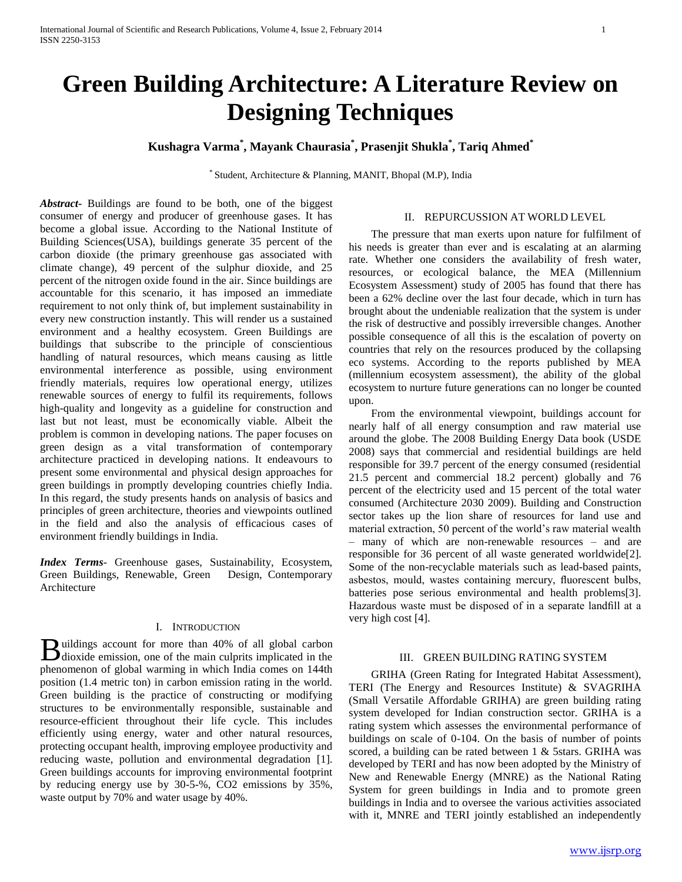# Green Building Architecture: A Literature Review on Designing Techniques

**Kushagra Varma[*], Mayank Chaurasia[*], Prasenjit Shukla[*], Tariq Ahmed[*]**

[*] Student, Architecture & Planning, MANIT, Bhopal (M.P), India

***Abstract*-** Buildings are found to be both, one of the biggest consumer of energy and producer of greenhouse gases. It has become a global issue. According to the National Institute of Building Sciences(USA), buildings generate 35 percent of the carbon dioxide (the primary greenhouse gas associated with climate change), 49 percent of the sulphur dioxide, and 25 percent of the nitrogen oxide found in the air. Since buildings are accountable for this scenario, it has imposed an immediate requirement to not only think of, but implement sustainability in every new construction instantly. This will render us a sustained environment and a healthy ecosystem. Green Buildings are buildings that subscribe to the principle of conscientious handling of natural resources, which means causing as little environmental interference as possible, using environment friendly materials, requires low operational energy, utilizes renewable sources of energy to fulfil its requirements, follows high-quality and longevity as a guideline for construction and last but not least, must be economically viable. Albeit the problem is common in developing nations. The paper focuses on green design as a vital transformation of contemporary architecture practiced in developing nations. It endeavours to present some environmental and physical design approaches for green buildings in promptly developing countries chiefly India. In this regard, the study presents hands on analysis of basics and principles of green architecture, theories and viewpoints outlined in the field and also the analysis of efficacious cases of environment friendly buildings in India.

***Index Terms*-** Greenhouse gases, Sustainability, Ecosystem, Green Buildings, Renewable, Green Design, Contemporary Architecture

## I. Introduction

Buildings account for more than 40% of all global carbon dioxide emission, one of the main culprits implicated in the phenomenon of global warming in which India comes on 144th position (1.4 metric ton) in carbon emission rating in the world. Green building is the practice of constructing or modifying structures to be environmentally responsible, sustainable and resource-efficient throughout their life cycle. This includes efficiently using energy, water and other natural resources, protecting occupant health, improving employee productivity and reducing waste, pollution and environmental degradation [1]. Green buildings accounts for improving environmental footprint by reducing energy use by 30-5-%, CO2 emissions by 35%, waste output by 70% and water usage by 40%.

## II. Repurcussion at World Level

The pressure that man exerts upon nature for fulfilment of his needs is greater than ever and is escalating at an alarming rate. Whether one considers the availability of fresh water, resources, or ecological balance, the MEA (Millennium Ecosystem Assessment) study of 2005 has found that there has been a 62% decline over the last four decade, which in turn has brought about the undeniable realization that the system is under the risk of destructive and possibly irreversible changes. Another possible consequence of all this is the escalation of poverty on countries that rely on the resources produced by the collapsing eco systems. According to the reports published by MEA (millennium ecosystem assessment), the ability of the global ecosystem to nurture future generations can no longer be counted upon.

From the environmental viewpoint, buildings account for nearly half of all energy consumption and raw material use around the globe. The 2008 Building Energy Data book (USDE 2008) says that commercial and residential buildings are held responsible for 39.7 percent of the energy consumed (residential 21.5 percent and commercial 18.2 percent) globally and 76 percent of the electricity used and 15 percent of the total water consumed (Architecture 2030 2009). Building and Construction sector takes up the lion share of resources for land use and material extraction, 50 percent of the world's raw material wealth – many of which are non-renewable resources – and are responsible for 36 percent of all waste generated worldwide[2]. Some of the non-recyclable materials such as lead-based paints, asbestos, mould, wastes containing mercury, fluorescent bulbs, batteries pose serious environmental and health problems[3]. Hazardous waste must be disposed of in a separate landfill at a very high cost [4].

## III. Green Building Rating System

GRIHA (Green Rating for Integrated Habitat Assessment), TERI (The Energy and Resources Institute) & SVAGRIHA (Small Versatile Affordable GRIHA) are green building rating system developed for Indian construction sector. GRIHA is a rating system which assesses the environmental performance of buildings on scale of 0-104. On the basis of number of points scored, a building can be rated between 1 & 5stars. GRIHA was developed by TERI and has now been adopted by the Ministry of New and Renewable Energy (MNRE) as the National Rating System for green buildings in India and to promote green buildings in India and to oversee the various activities associated with it, MNRE and TERI jointly established an independently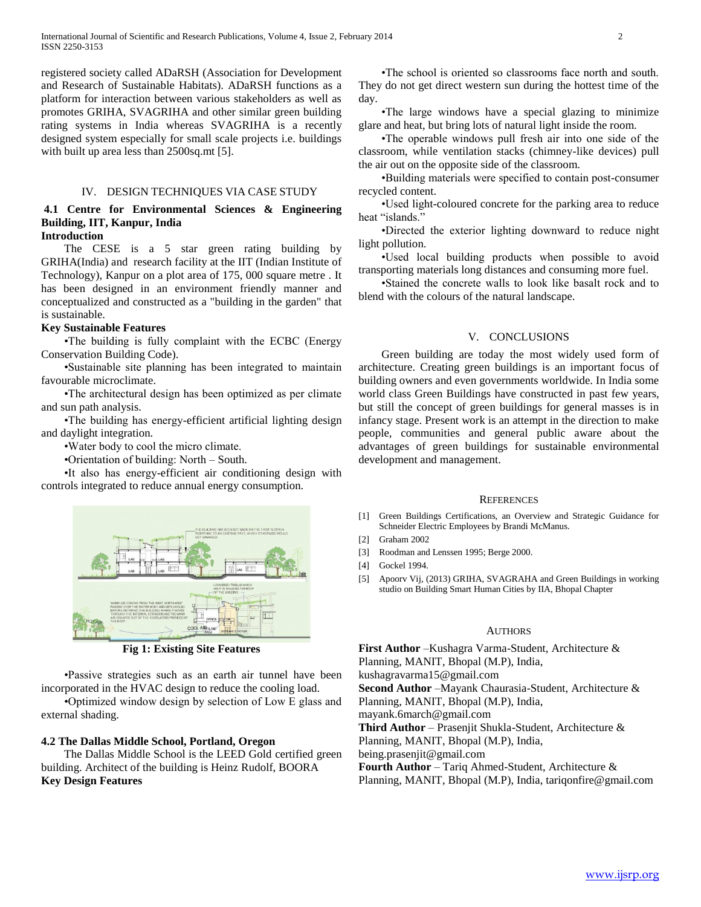registered society called ADaRSH (Association for Development and Research of Sustainable Habitats). ADaRSH functions as a platform for interaction between various stakeholders as well as promotes GRIHA, SVAGRIHA and other similar green building rating systems in India whereas SVAGRIHA is a recently designed system especially for small scale projects i.e. buildings with built up area less than 2500sq.mt [5].

## IV. DESIGN TECHNIQUES VIA CASE STUDY

### 4.1 Centre for Environmental Sciences & Engineering Building, IIT, Kanpur, India

**Introduction**

The CESE is a 5 star green rating building by GRIHA(India) and research facility at the IIT (Indian Institute of Technology), Kanpur on a plot area of 175, 000 square metre . It has been designed in an environment friendly manner and conceptualized and constructed as a "building in the garden" that is sustainable.

**Key Sustainable Features**

•The building is fully complaint with the ECBC (Energy Conservation Building Code).

•Sustainable site planning has been integrated to maintain favourable microclimate.

•The architectural design has been optimized as per climate and sun path analysis.

•The building has energy-efficient artificial lighting design and daylight integration.

•Water body to cool the micro climate.

•Orientation of building: North – South.

•It also has energy-efficient air conditioning design with controls integrated to reduce annual energy consumption.

**Fig 1: Existing Site Features**

•Passive strategies such as an earth air tunnel have been incorporated in the HVAC design to reduce the cooling load.

•Optimized window design by selection of Low E glass and external shading.

### 4.2 The Dallas Middle School, Portland, Oregon

The Dallas Middle School is the LEED Gold certified green building. Architect of the building is Heinz Rudolf, BOORA

**Key Design Features**

•The school is oriented so classrooms face north and south. They do not get direct western sun during the hottest time of the day.

•The large windows have a special glazing to minimize glare and heat, but bring lots of natural light inside the room.

•The operable windows pull fresh air into one side of the classroom, while ventilation stacks (chimney-like devices) pull the air out on the opposite side of the classroom.

•Building materials were specified to contain post-consumer recycled content.

•Used light-coloured concrete for the parking area to reduce heat "islands."

•Directed the exterior lighting downward to reduce night light pollution.

•Used local building products when possible to avoid transporting materials long distances and consuming more fuel.

•Stained the concrete walls to look like basalt rock and to blend with the colours of the natural landscape.

## V. CONCLUSIONS

Green building are today the most widely used form of architecture. Creating green buildings is an important focus of building owners and even governments worldwide. In India some world class Green Buildings have constructed in past few years, but still the concept of green buildings for general masses is in infancy stage. Present work is an attempt in the direction to make people, communities and general public aware about the advantages of green buildings for sustainable environmental development and management.

## REFERENCES

[1] Green Buildings Certifications, an Overview and Strategic Guidance for Schneider Electric Employees by Brandi McManus.

[2] Graham 2002

[3] Roodman and Lenssen 1995; Berge 2000.

[4] Gockel 1994.

[5] Apoorv Vij, (2013) GRIHA, SVAGRAHA and Green Buildings in working studio on Building Smart Human Cities by IIA, Bhopal Chapter

## AUTHORS

**First Author** –Kushagra Varma-Student, Architecture & Planning, MANIT, Bhopal (M.P), India, kushagravarma15@gmail.com

**Second Author** –Mayank Chaurasia-Student, Architecture & Planning, MANIT, Bhopal (M.P), India, mayank.6march@gmail.com

**Third Author** – Prasenjit Shukla-Student, Architecture & Planning, MANIT, Bhopal (M.P), India, being.prasenjit@gmail.com

**Fourth Author** – Tariq Ahmed-Student, Architecture & Planning, MANIT, Bhopal (M.P), India, tariqonfire@gmail.com